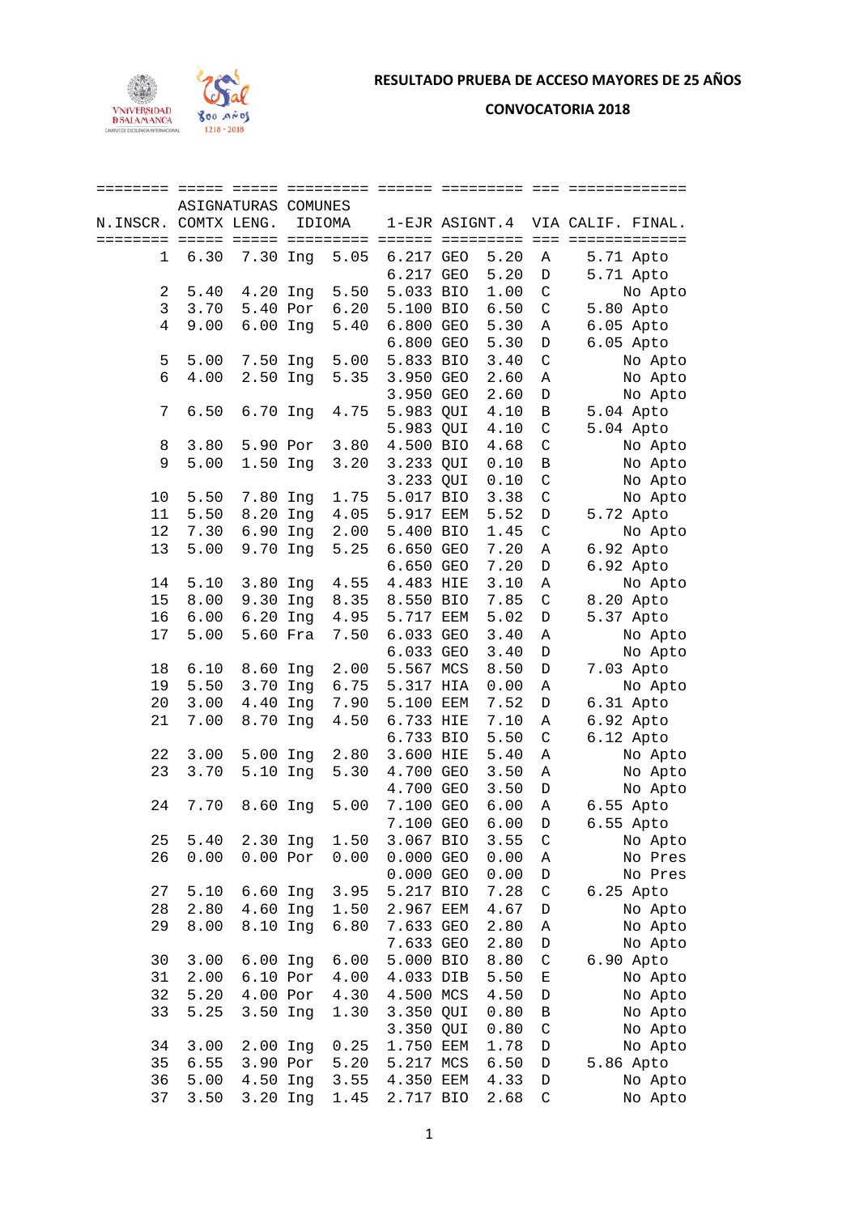# RESULTADO PRUEBA DE ACCESO MAYORES DE 25 AÑOS

## CONVOCATORIA 2018

| N.INSCR. | COMTX | LENG. | IDIOMA | | 1-EJR | ASIGNT.4 | | VIA | CALIF. FINAL. |
|---|---|---|---|---|---|---|---|---|---|
| | ASIGNATURAS COMUNES | | | | | | | | |
| 1 | 6.30 | 7.30 | Ing | 5.05 | 6.217 | GEO | 5.20 | A | 5.71 Apto |
| | | | | | 6.217 | GEO | 5.20 | D | 5.71 Apto |
| 2 | 5.40 | 4.20 | Ing | 5.50 | 5.033 | BIO | 1.00 | C | No Apto |
| 3 | 3.70 | 5.40 | Por | 6.20 | 5.100 | BIO | 6.50 | C | 5.80 Apto |
| 4 | 9.00 | 6.00 | Ing | 5.40 | 6.800 | GEO | 5.30 | A | 6.05 Apto |
| | | | | | 6.800 | GEO | 5.30 | D | 6.05 Apto |
| 5 | 5.00 | 7.50 | Ing | 5.00 | 5.833 | BIO | 3.40 | C | No Apto |
| 6 | 4.00 | 2.50 | Ing | 5.35 | 3.950 | GEO | 2.60 | A | No Apto |
| | | | | | 3.950 | GEO | 2.60 | D | No Apto |
| 7 | 6.50 | 6.70 | Ing | 4.75 | 5.983 | QUI | 4.10 | B | 5.04 Apto |
| | | | | | 5.983 | QUI | 4.10 | C | 5.04 Apto |
| 8 | 3.80 | 5.90 | Por | 3.80 | 4.500 | BIO | 4.68 | C | No Apto |
| 9 | 5.00 | 1.50 | Ing | 3.20 | 3.233 | QUI | 0.10 | B | No Apto |
| | | | | | 3.233 | QUI | 0.10 | C | No Apto |
| 10 | 5.50 | 7.80 | Ing | 1.75 | 5.017 | BIO | 3.38 | C | No Apto |
| 11 | 5.50 | 8.20 | Ing | 4.05 | 5.917 | EEM | 5.52 | D | 5.72 Apto |
| 12 | 7.30 | 6.90 | Ing | 2.00 | 5.400 | BIO | 1.45 | C | No Apto |
| 13 | 5.00 | 9.70 | Ing | 5.25 | 6.650 | GEO | 7.20 | A | 6.92 Apto |
| | | | | | 6.650 | GEO | 7.20 | D | 6.92 Apto |
| 14 | 5.10 | 3.80 | Ing | 4.55 | 4.483 | HIE | 3.10 | A | No Apto |
| 15 | 8.00 | 9.30 | Ing | 8.35 | 8.550 | BIO | 7.85 | C | 8.20 Apto |
| 16 | 6.00 | 6.20 | Ing | 4.95 | 5.717 | EEM | 5.02 | D | 5.37 Apto |
| 17 | 5.00 | 5.60 | Fra | 7.50 | 6.033 | GEO | 3.40 | A | No Apto |
| | | | | | 6.033 | GEO | 3.40 | D | No Apto |
| 18 | 6.10 | 8.60 | Ing | 2.00 | 5.567 | MCS | 8.50 | D | 7.03 Apto |
| 19 | 5.50 | 3.70 | Ing | 6.75 | 5.317 | HIA | 0.00 | A | No Apto |
| 20 | 3.00 | 4.40 | Ing | 7.90 | 5.100 | EEM | 7.52 | D | 6.31 Apto |
| 21 | 7.00 | 8.70 | Ing | 4.50 | 6.733 | HIE | 7.10 | A | 6.92 Apto |
| | | | | | 6.733 | BIO | 5.50 | C | 6.12 Apto |
| 22 | 3.00 | 5.00 | Ing | 2.80 | 3.600 | HIE | 5.40 | A | No Apto |
| 23 | 3.70 | 5.10 | Ing | 5.30 | 4.700 | GEO | 3.50 | A | No Apto |
| | | | | | 4.700 | GEO | 3.50 | D | No Apto |
| 24 | 7.70 | 8.60 | Ing | 5.00 | 7.100 | GEO | 6.00 | A | 6.55 Apto |
| | | | | | 7.100 | GEO | 6.00 | D | 6.55 Apto |
| 25 | 5.40 | 2.30 | Ing | 1.50 | 3.067 | BIO | 3.55 | C | No Apto |
| 26 | 0.00 | 0.00 | Por | 0.00 | 0.000 | GEO | 0.00 | A | No Pres |
| | | | | | 0.000 | GEO | 0.00 | D | No Pres |
| 27 | 5.10 | 6.60 | Ing | 3.95 | 5.217 | BIO | 7.28 | C | 6.25 Apto |
| 28 | 2.80 | 4.60 | Ing | 1.50 | 2.967 | EEM | 4.67 | D | No Apto |
| 29 | 8.00 | 8.10 | Ing | 6.80 | 7.633 | GEO | 2.80 | A | No Apto |
| | | | | | 7.633 | GEO | 2.80 | D | No Apto |
| 30 | 3.00 | 6.00 | Ing | 6.00 | 5.000 | BIO | 8.80 | C | 6.90 Apto |
| 31 | 2.00 | 6.10 | Por | 4.00 | 4.033 | DIB | 5.50 | E | No Apto |
| 32 | 5.20 | 4.00 | Por | 4.30 | 4.500 | MCS | 4.50 | D | No Apto |
| 33 | 5.25 | 3.50 | Ing | 1.30 | 3.350 | QUI | 0.80 | B | No Apto |
| | | | | | 3.350 | QUI | 0.80 | C | No Apto |
| 34 | 3.00 | 2.00 | Ing | 0.25 | 1.750 | EEM | 1.78 | D | No Apto |
| 35 | 6.55 | 3.90 | Por | 5.20 | 5.217 | MCS | 6.50 | D | 5.86 Apto |
| 36 | 5.00 | 4.50 | Ing | 3.55 | 4.350 | EEM | 4.33 | D | No Apto |
| 37 | 3.50 | 3.20 | Ing | 1.45 | 2.717 | BIO | 2.68 | C | No Apto |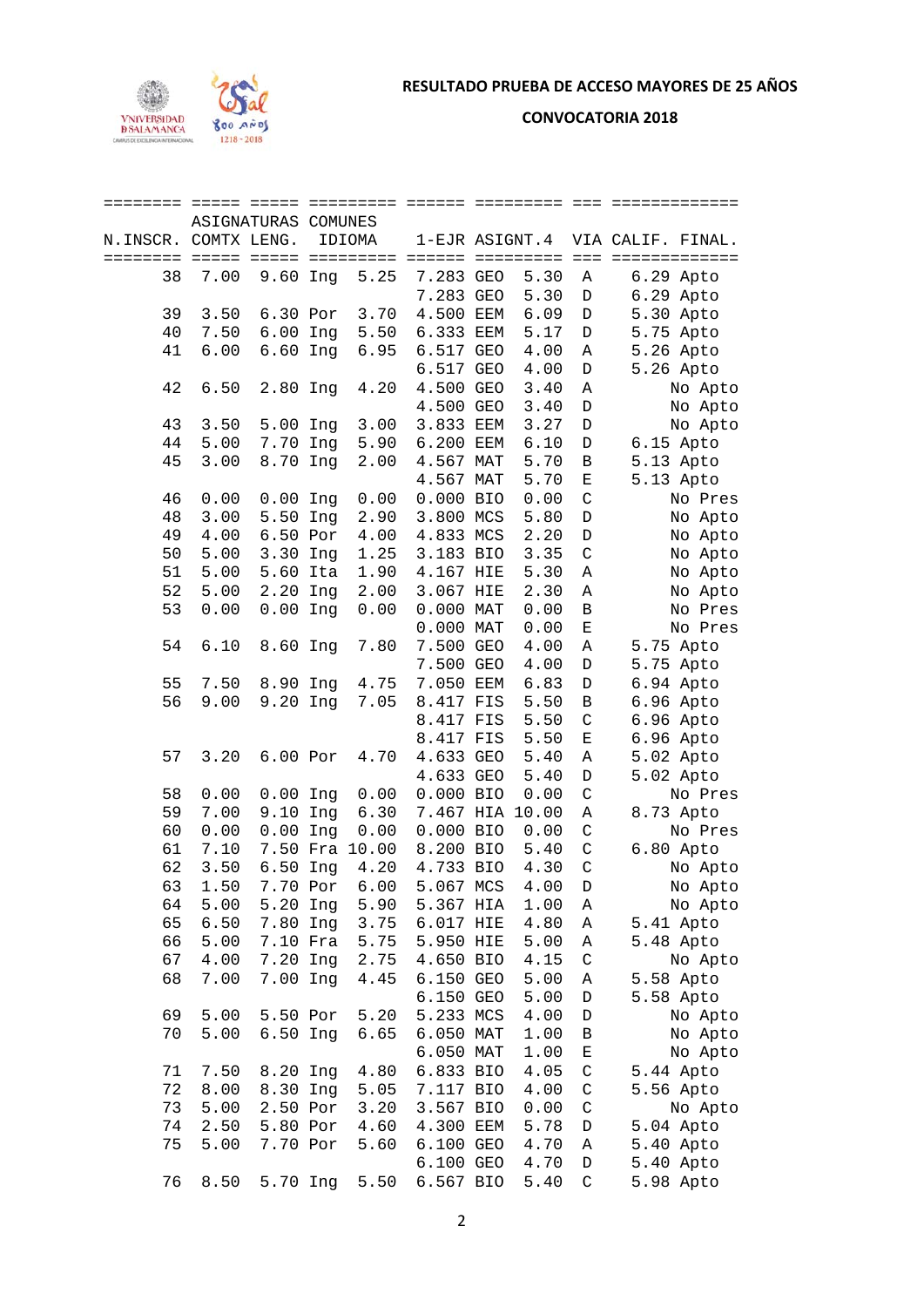**RESULTADO PRUEBA DE ACCESO MAYORES DE 25 AÑOS**

**CONVOCATORIA 2018**

| N.INSCR. | COMTX | LENG. | IDIOMA | | 1-EJR | ASIGNT.4 | | VIA | CALIF. FINAL. |
|---|---|---|---|---|---|---|---|---|---|
| | ASIGNATURAS COMUNES | | | | | | | | |
| 38 | 7.00 | 9.60 | Ing | 5.25 | 7.283 | GEO | 5.30 | A | 6.29 Apto |
| | | | | | 7.283 | GEO | 5.30 | D | 6.29 Apto |
| 39 | 3.50 | 6.30 | Por | 3.70 | 4.500 | EEM | 6.09 | D | 5.30 Apto |
| 40 | 7.50 | 6.00 | Ing | 5.50 | 6.333 | EEM | 5.17 | D | 5.75 Apto |
| 41 | 6.00 | 6.60 | Ing | 6.95 | 6.517 | GEO | 4.00 | A | 5.26 Apto |
| | | | | | 6.517 | GEO | 4.00 | D | 5.26 Apto |
| 42 | 6.50 | 2.80 | Ing | 4.20 | 4.500 | GEO | 3.40 | A | No Apto |
| | | | | | 4.500 | GEO | 3.40 | D | No Apto |
| 43 | 3.50 | 5.00 | Ing | 3.00 | 3.833 | EEM | 3.27 | D | No Apto |
| 44 | 5.00 | 7.70 | Ing | 5.90 | 6.200 | EEM | 6.10 | D | 6.15 Apto |
| 45 | 3.00 | 8.70 | Ing | 2.00 | 4.567 | MAT | 5.70 | B | 5.13 Apto |
| | | | | | 4.567 | MAT | 5.70 | E | 5.13 Apto |
| 46 | 0.00 | 0.00 | Ing | 0.00 | 0.000 | BIO | 0.00 | C | No Pres |
| 48 | 3.00 | 5.50 | Ing | 2.90 | 3.800 | MCS | 5.80 | D | No Apto |
| 49 | 4.00 | 6.50 | Por | 4.00 | 4.833 | MCS | 2.20 | D | No Apto |
| 50 | 5.00 | 3.30 | Ing | 1.25 | 3.183 | BIO | 3.35 | C | No Apto |
| 51 | 5.00 | 5.60 | Ita | 1.90 | 4.167 | HIE | 5.30 | A | No Apto |
| 52 | 5.00 | 2.20 | Ing | 2.00 | 3.067 | HIE | 2.30 | A | No Apto |
| 53 | 0.00 | 0.00 | Ing | 0.00 | 0.000 | MAT | 0.00 | B | No Pres |
| | | | | | 0.000 | MAT | 0.00 | E | No Pres |
| 54 | 6.10 | 8.60 | Ing | 7.80 | 7.500 | GEO | 4.00 | A | 5.75 Apto |
| | | | | | 7.500 | GEO | 4.00 | D | 5.75 Apto |
| 55 | 7.50 | 8.90 | Ing | 4.75 | 7.050 | EEM | 6.83 | D | 6.94 Apto |
| 56 | 9.00 | 9.20 | Ing | 7.05 | 8.417 | FIS | 5.50 | B | 6.96 Apto |
| | | | | | 8.417 | FIS | 5.50 | C | 6.96 Apto |
| | | | | | 8.417 | FIS | 5.50 | E | 6.96 Apto |
| 57 | 3.20 | 6.00 | Por | 4.70 | 4.633 | GEO | 5.40 | A | 5.02 Apto |
| | | | | | 4.633 | GEO | 5.40 | D | 5.02 Apto |
| 58 | 0.00 | 0.00 | Ing | 0.00 | 0.000 | BIO | 0.00 | C | No Pres |
| 59 | 7.00 | 9.10 | Ing | 6.30 | 7.467 | HIA | 10.00 | A | 8.73 Apto |
| 60 | 0.00 | 0.00 | Ing | 0.00 | 0.000 | BIO | 0.00 | C | No Pres |
| 61 | 7.10 | 7.50 | Fra | 10.00 | 8.200 | BIO | 5.40 | C | 6.80 Apto |
| 62 | 3.50 | 6.50 | Ing | 4.20 | 4.733 | BIO | 4.30 | C | No Apto |
| 63 | 1.50 | 7.70 | Por | 6.00 | 5.067 | MCS | 4.00 | D | No Apto |
| 64 | 5.00 | 5.20 | Ing | 5.90 | 5.367 | HIA | 1.00 | A | No Apto |
| 65 | 6.50 | 7.80 | Ing | 3.75 | 6.017 | HIE | 4.80 | A | 5.41 Apto |
| 66 | 5.00 | 7.10 | Fra | 5.75 | 5.950 | HIE | 5.00 | A | 5.48 Apto |
| 67 | 4.00 | 7.20 | Ing | 2.75 | 4.650 | BIO | 4.15 | C | No Apto |
| 68 | 7.00 | 7.00 | Ing | 4.45 | 6.150 | GEO | 5.00 | A | 5.58 Apto |
| | | | | | 6.150 | GEO | 5.00 | D | 5.58 Apto |
| 69 | 5.00 | 5.50 | Por | 5.20 | 5.233 | MCS | 4.00 | D | No Apto |
| 70 | 5.00 | 6.50 | Ing | 6.65 | 6.050 | MAT | 1.00 | B | No Apto |
| | | | | | 6.050 | MAT | 1.00 | E | No Apto |
| 71 | 7.50 | 8.20 | Ing | 4.80 | 6.833 | BIO | 4.05 | C | 5.44 Apto |
| 72 | 8.00 | 8.30 | Ing | 5.05 | 7.117 | BIO | 4.00 | C | 5.56 Apto |
| 73 | 5.00 | 2.50 | Por | 3.20 | 3.567 | BIO | 0.00 | C | No Apto |
| 74 | 2.50 | 5.80 | Por | 4.60 | 4.300 | EEM | 5.78 | D | 5.04 Apto |
| 75 | 5.00 | 7.70 | Por | 5.60 | 6.100 | GEO | 4.70 | A | 5.40 Apto |
| | | | | | 6.100 | GEO | 4.70 | D | 5.40 Apto |
| 76 | 8.50 | 5.70 | Ing | 5.50 | 6.567 | BIO | 5.40 | C | 5.98 Apto |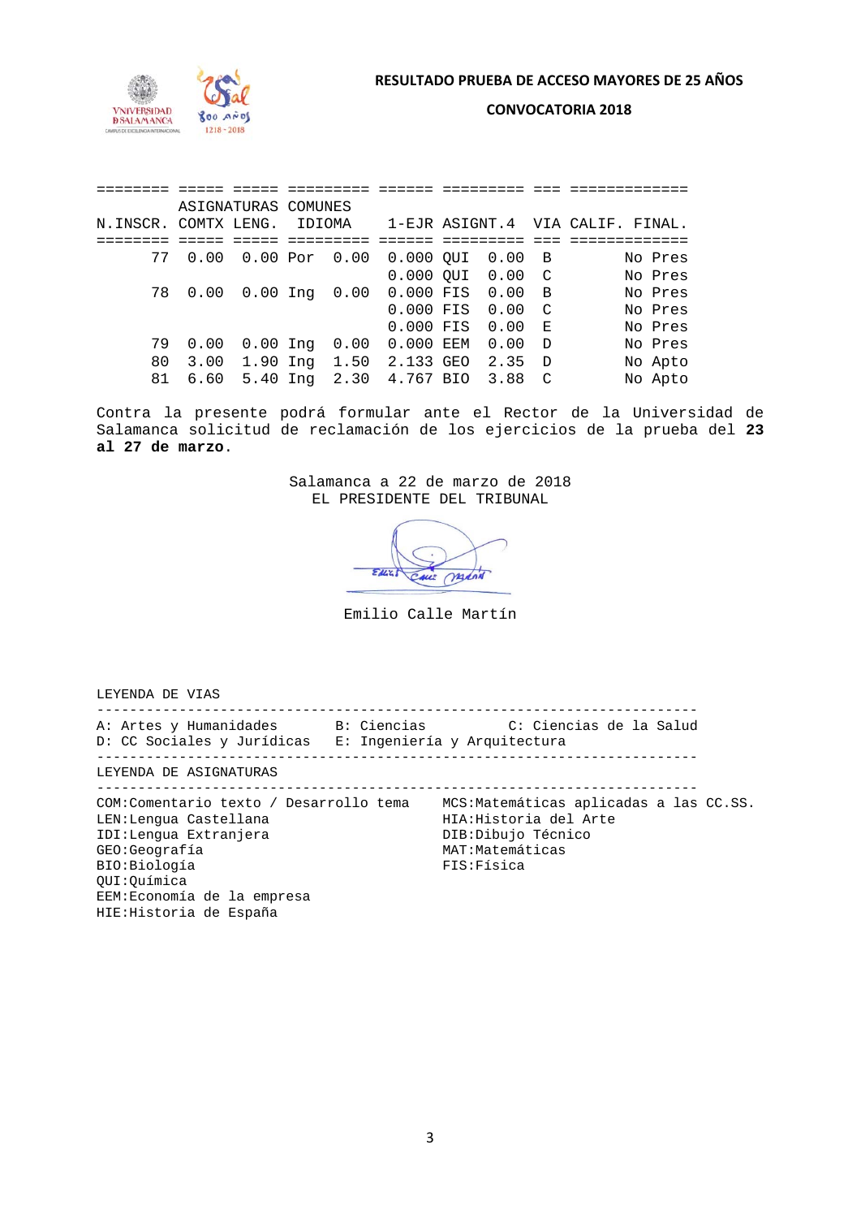## RESULTADO PRUEBA DE ACCESO MAYORES DE 25 AÑOS

**CONVOCATORIA 2018**

| N.INSCR. | COMTX | LENG. | IDIOMA | | 1-EJR | ASIGNT.4 | | VIA | CALIF. FINAL. |
|---|---|---|---|---|---|---|---|---|---|
| | ASIGNATURAS COMUNES | | | | | | | | |
| 77 | 0.00 | 0.00 | Por | 0.00 | 0.000 | QUI | 0.00 | B | No Pres |
| | | | | | 0.000 | QUI | 0.00 | C | No Pres |
| 78 | 0.00 | 0.00 | Ing | 0.00 | 0.000 | FIS | 0.00 | B | No Pres |
| | | | | | 0.000 | FIS | 0.00 | C | No Pres |
| | | | | | 0.000 | FIS | 0.00 | E | No Pres |
| 79 | 0.00 | 0.00 | Ing | 0.00 | 0.000 | EEM | 0.00 | D | No Pres |
| 80 | 3.00 | 1.90 | Ing | 1.50 | 2.133 | GEO | 2.35 | D | No Apto |
| 81 | 6.60 | 5.40 | Ing | 2.30 | 4.767 | BIO | 3.88 | C | No Apto |

Contra la presente podrá formular ante el Rector de la Universidad de Salamanca solicitud de reclamación de los ejercicios de la prueba del **23 al 27 de marzo**.

Salamanca a 22 de marzo de 2018
EL PRESIDENTE DEL TRIBUNAL

Emilio Calle Martín

LEYENDA DE VIAS

A: Artes y Humanidades
B: Ciencias
C: Ciencias de la Salud
D: CC Sociales y Jurídicas
E: Ingeniería y Arquitectura

LEYENDA DE ASIGNATURAS

COM:Comentario texto / Desarrollo tema
LEN:Lengua Castellana
IDI:Lengua Extranjera
GEO:Geografía
BIO:Biología
QUI:Química
EEM:Economía de la empresa
HIE:Historia de España
MCS:Matemáticas aplicadas a las CC.SS.
HIA:Historia del Arte
DIB:Dibujo Técnico
MAT:Matemáticas
FIS:Física